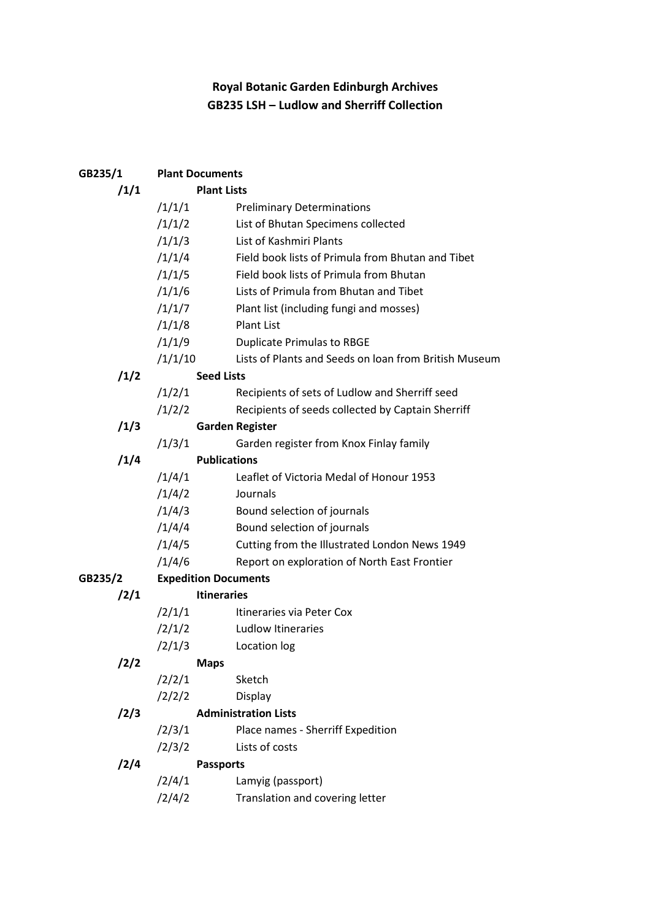# Royal Botanic Garden Edinburgh Archives
# GB235 LSH – Ludlow and Sherriff Collection

| | | | |
|---|---|---|---|
| **GB235/1** | **Plant Documents** | | |
| **/1/1** | | **Plant Lists** | |
| | /1/1/1 | | Preliminary Determinations |
| | /1/1/2 | | List of Bhutan Specimens collected |
| | /1/1/3 | | List of Kashmiri Plants |
| | /1/1/4 | | Field book lists of Primula from Bhutan and Tibet |
| | /1/1/5 | | Field book lists of Primula from Bhutan |
| | /1/1/6 | | Lists of Primula from Bhutan and Tibet |
| | /1/1/7 | | Plant list (including fungi and mosses) |
| | /1/1/8 | | Plant List |
| | /1/1/9 | | Duplicate Primulas to RBGE |
| | /1/1/10 | | Lists of Plants and Seeds on loan from British Museum |
| **/1/2** | | **Seed Lists** | |
| | /1/2/1 | | Recipients of sets of Ludlow and Sherriff seed |
| | /1/2/2 | | Recipients of seeds collected by Captain Sherriff |
| **/1/3** | | **Garden Register** | |
| | /1/3/1 | | Garden register from Knox Finlay family |
| **/1/4** | | **Publications** | |
| | /1/4/1 | | Leaflet of Victoria Medal of Honour 1953 |
| | /1/4/2 | | Journals |
| | /1/4/3 | | Bound selection of journals |
| | /1/4/4 | | Bound selection of journals |
| | /1/4/5 | | Cutting from the Illustrated London News 1949 |
| | /1/4/6 | | Report on exploration of North East Frontier |
| **GB235/2** | **Expedition Documents** | | |
| **/2/1** | | **Itineraries** | |
| | /2/1/1 | | Itineraries via Peter Cox |
| | /2/1/2 | | Ludlow Itineraries |
| | /2/1/3 | | Location log |
| **/2/2** | | **Maps** | |
| | /2/2/1 | | Sketch |
| | /2/2/2 | | Display |
| **/2/3** | | **Administration Lists** | |
| | /2/3/1 | | Place names - Sherriff Expedition |
| | /2/3/2 | | Lists of costs |
| **/2/4** | | **Passports** | |
| | /2/4/1 | | Lamyig (passport) |
| | /2/4/2 | | Translation and covering letter |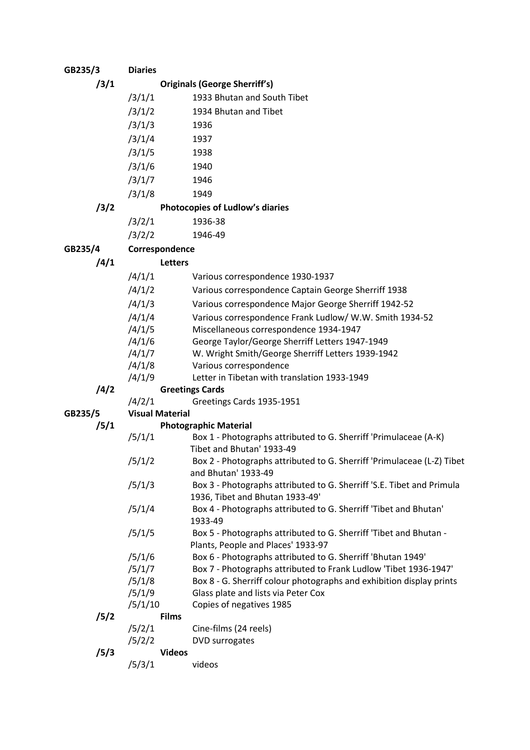**GB235/3 Diaries**

**/3/1 Originals (George Sherriff's)**

- /3/1/1 1933 Bhutan and South Tibet
- /3/1/2 1934 Bhutan and Tibet
- /3/1/3 1936
- /3/1/4 1937
- /3/1/5 1938
- /3/1/6 1940
- /3/1/7 1946
- /3/1/8 1949

**/3/2 Photocopies of Ludlow's diaries**

- /3/2/1 1936-38
- /3/2/2 1946-49

**GB235/4 Correspondence**

**/4/1 Letters**

- /4/1/1 Various correspondence 1930-1937
- /4/1/2 Various correspondence Captain George Sherriff 1938
- /4/1/3 Various correspondence Major George Sherriff 1942-52
- /4/1/4 Various correspondence Frank Ludlow/ W.W. Smith 1934-52
- /4/1/5 Miscellaneous correspondence 1934-1947
- /4/1/6 George Taylor/George Sherriff Letters 1947-1949
- /4/1/7 W. Wright Smith/George Sherriff Letters 1939-1942
- /4/1/8 Various correspondence
- /4/1/9 Letter in Tibetan with translation 1933-1949

**/4/2 Greetings Cards**

- /4/2/1 Greetings Cards 1935-1951

**GB235/5 Visual Material**

**/5/1 Photographic Material**

- /5/1/1 Box 1 - Photographs attributed to G. Sherriff 'Primulaceae (A-K) Tibet and Bhutan' 1933-49
- /5/1/2 Box 2 - Photographs attributed to G. Sherriff 'Primulaceae (L-Z) Tibet and Bhutan' 1933-49
- /5/1/3 Box 3 - Photographs attributed to G. Sherriff 'S.E. Tibet and Primula 1936, Tibet and Bhutan 1933-49'
- /5/1/4 Box 4 - Photographs attributed to G. Sherriff 'Tibet and Bhutan' 1933-49
- /5/1/5 Box 5 - Photographs attributed to G. Sherriff 'Tibet and Bhutan - Plants, People and Places' 1933-97
- /5/1/6 Box 6 - Photographs attributed to G. Sherriff 'Bhutan 1949'
- /5/1/7 Box 7 - Photographs attributed to Frank Ludlow 'Tibet 1936-1947'
- /5/1/8 Box 8 - G. Sherriff colour photographs and exhibition display prints
- /5/1/9 Glass plate and lists via Peter Cox
- /5/1/10 Copies of negatives 1985

**/5/2 Films**

- /5/2/1 Cine-films (24 reels)
- /5/2/2 DVD surrogates

**/5/3 Videos**

- /5/3/1 videos